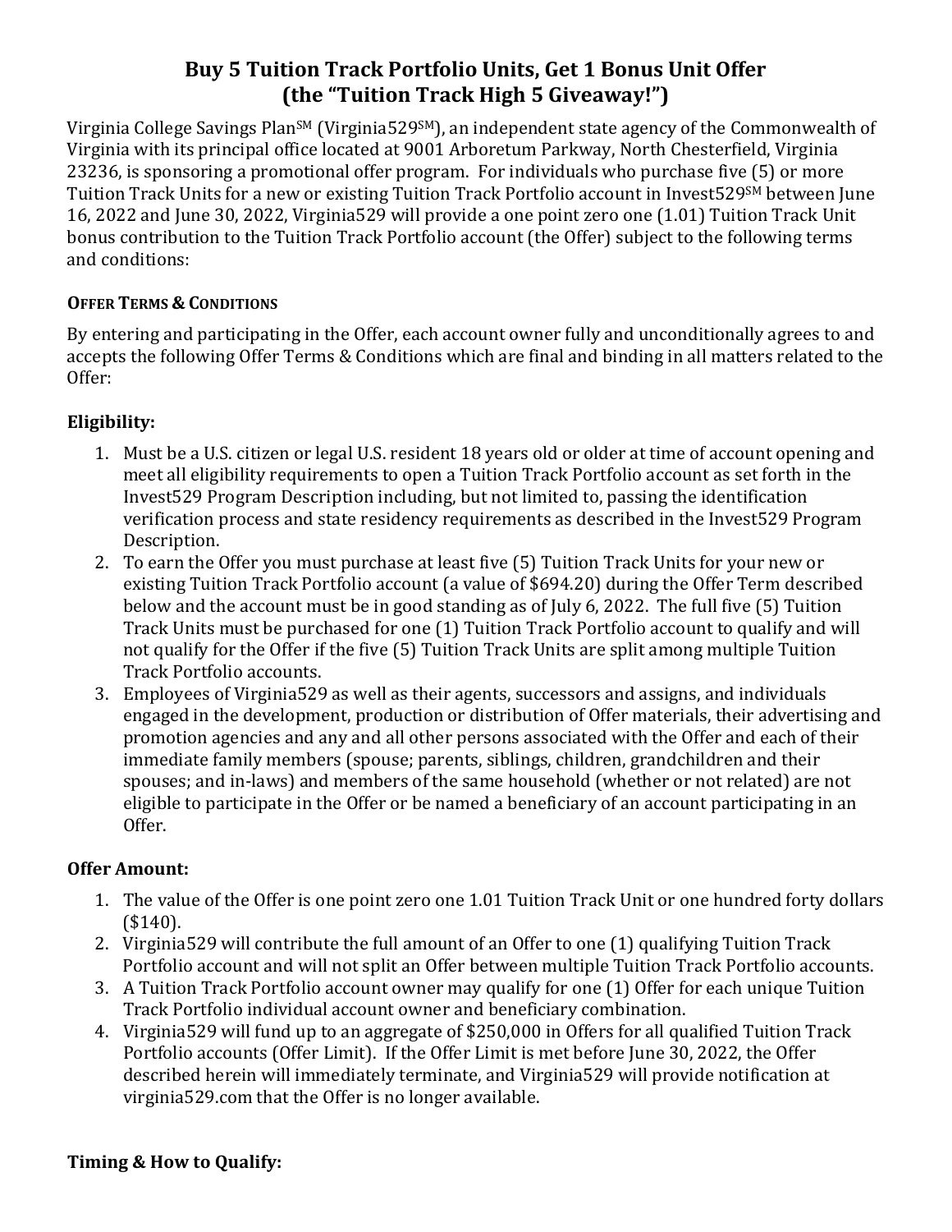# Buy 5 Tuition Track Portfolio Units, Get 1 Bonus Unit Offer (the "Tuition Track High 5 Giveaway!")

Virginia College Savings Plan[SM] (Virginia529[SM]), an independent state agency of the Commonwealth of Virginia with its principal office located at 9001 Arboretum Parkway, North Chesterfield, Virginia 23236, is sponsoring a promotional offer program. For individuals who purchase five (5) or more Tuition Track Units for a new or existing Tuition Track Portfolio account in Invest529[SM] between June 16, 2022 and June 30, 2022, Virginia529 will provide a one point zero one (1.01) Tuition Track Unit bonus contribution to the Tuition Track Portfolio account (the Offer) subject to the following terms and conditions:

#### OFFER TERMS & CONDITIONS

By entering and participating in the Offer, each account owner fully and unconditionally agrees to and accepts the following Offer Terms & Conditions which are final and binding in all matters related to the Offer:

### Eligibility:

1. Must be a U.S. citizen or legal U.S. resident 18 years old or older at time of account opening and meet all eligibility requirements to open a Tuition Track Portfolio account as set forth in the Invest529 Program Description including, but not limited to, passing the identification verification process and state residency requirements as described in the Invest529 Program Description.
2. To earn the Offer you must purchase at least five (5) Tuition Track Units for your new or existing Tuition Track Portfolio account (a value of $694.20) during the Offer Term described below and the account must be in good standing as of July 6, 2022. The full five (5) Tuition Track Units must be purchased for one (1) Tuition Track Portfolio account to qualify and will not qualify for the Offer if the five (5) Tuition Track Units are split among multiple Tuition Track Portfolio accounts.
3. Employees of Virginia529 as well as their agents, successors and assigns, and individuals engaged in the development, production or distribution of Offer materials, their advertising and promotion agencies and any and all other persons associated with the Offer and each of their immediate family members (spouse; parents, siblings, children, grandchildren and their spouses; and in-laws) and members of the same household (whether or not related) are not eligible to participate in the Offer or be named a beneficiary of an account participating in an Offer.

### Offer Amount:

1. The value of the Offer is one point zero one 1.01 Tuition Track Unit or one hundred forty dollars ($140).
2. Virginia529 will contribute the full amount of an Offer to one (1) qualifying Tuition Track Portfolio account and will not split an Offer between multiple Tuition Track Portfolio accounts.
3. A Tuition Track Portfolio account owner may qualify for one (1) Offer for each unique Tuition Track Portfolio individual account owner and beneficiary combination.
4. Virginia529 will fund up to an aggregate of $250,000 in Offers for all qualified Tuition Track Portfolio accounts (Offer Limit). If the Offer Limit is met before June 30, 2022, the Offer described herein will immediately terminate, and Virginia529 will provide notification at virginia529.com that the Offer is no longer available.

### Timing & How to Qualify: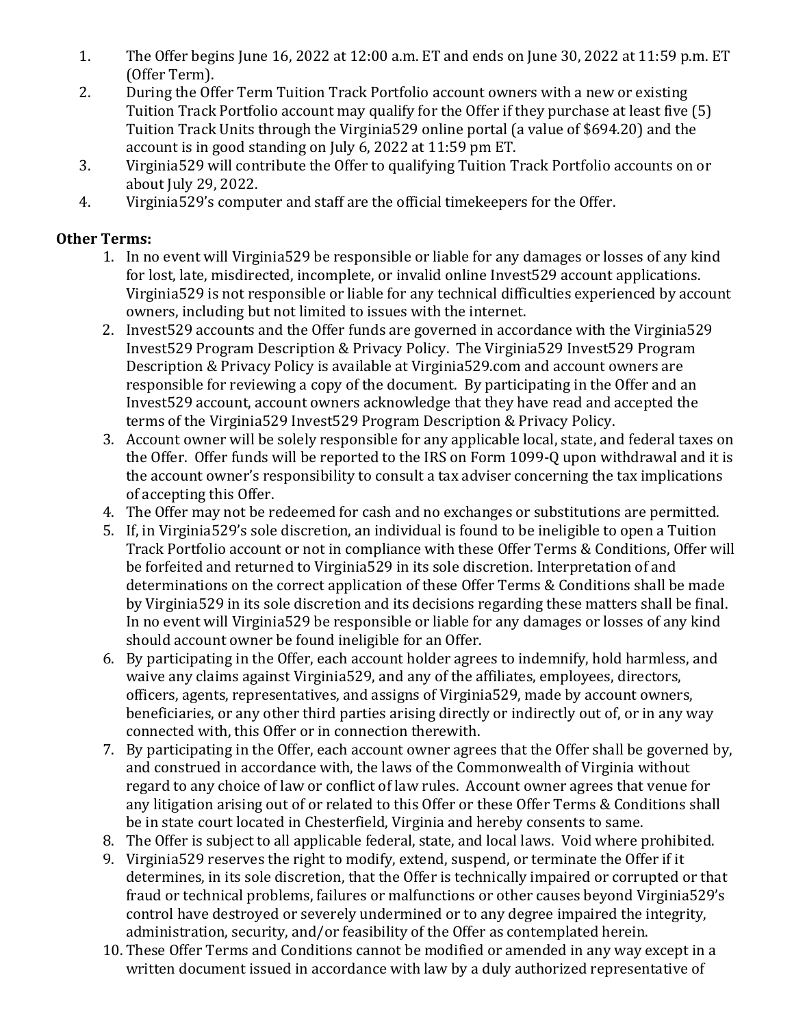1. The Offer begins June 16, 2022 at 12:00 a.m. ET and ends on June 30, 2022 at 11:59 p.m. ET (Offer Term).
2. During the Offer Term Tuition Track Portfolio account owners with a new or existing Tuition Track Portfolio account may qualify for the Offer if they purchase at least five (5) Tuition Track Units through the Virginia529 online portal (a value of $694.20) and the account is in good standing on July 6, 2022 at 11:59 pm ET.
3. Virginia529 will contribute the Offer to qualifying Tuition Track Portfolio accounts on or about July 29, 2022.
4. Virginia529's computer and staff are the official timekeepers for the Offer.

**Other Terms:**

1. In no event will Virginia529 be responsible or liable for any damages or losses of any kind for lost, late, misdirected, incomplete, or invalid online Invest529 account applications. Virginia529 is not responsible or liable for any technical difficulties experienced by account owners, including but not limited to issues with the internet.
2. Invest529 accounts and the Offer funds are governed in accordance with the Virginia529 Invest529 Program Description & Privacy Policy. The Virginia529 Invest529 Program Description & Privacy Policy is available at Virginia529.com and account owners are responsible for reviewing a copy of the document. By participating in the Offer and an Invest529 account, account owners acknowledge that they have read and accepted the terms of the Virginia529 Invest529 Program Description & Privacy Policy.
3. Account owner will be solely responsible for any applicable local, state, and federal taxes on the Offer. Offer funds will be reported to the IRS on Form 1099-Q upon withdrawal and it is the account owner's responsibility to consult a tax adviser concerning the tax implications of accepting this Offer.
4. The Offer may not be redeemed for cash and no exchanges or substitutions are permitted.
5. If, in Virginia529's sole discretion, an individual is found to be ineligible to open a Tuition Track Portfolio account or not in compliance with these Offer Terms & Conditions, Offer will be forfeited and returned to Virginia529 in its sole discretion. Interpretation of and determinations on the correct application of these Offer Terms & Conditions shall be made by Virginia529 in its sole discretion and its decisions regarding these matters shall be final. In no event will Virginia529 be responsible or liable for any damages or losses of any kind should account owner be found ineligible for an Offer.
6. By participating in the Offer, each account holder agrees to indemnify, hold harmless, and waive any claims against Virginia529, and any of the affiliates, employees, directors, officers, agents, representatives, and assigns of Virginia529, made by account owners, beneficiaries, or any other third parties arising directly or indirectly out of, or in any way connected with, this Offer or in connection therewith.
7. By participating in the Offer, each account owner agrees that the Offer shall be governed by, and construed in accordance with, the laws of the Commonwealth of Virginia without regard to any choice of law or conflict of law rules. Account owner agrees that venue for any litigation arising out of or related to this Offer or these Offer Terms & Conditions shall be in state court located in Chesterfield, Virginia and hereby consents to same.
8. The Offer is subject to all applicable federal, state, and local laws. Void where prohibited.
9. Virginia529 reserves the right to modify, extend, suspend, or terminate the Offer if it determines, in its sole discretion, that the Offer is technically impaired or corrupted or that fraud or technical problems, failures or malfunctions or other causes beyond Virginia529's control have destroyed or severely undermined or to any degree impaired the integrity, administration, security, and/or feasibility of the Offer as contemplated herein.
10. These Offer Terms and Conditions cannot be modified or amended in any way except in a written document issued in accordance with law by a duly authorized representative of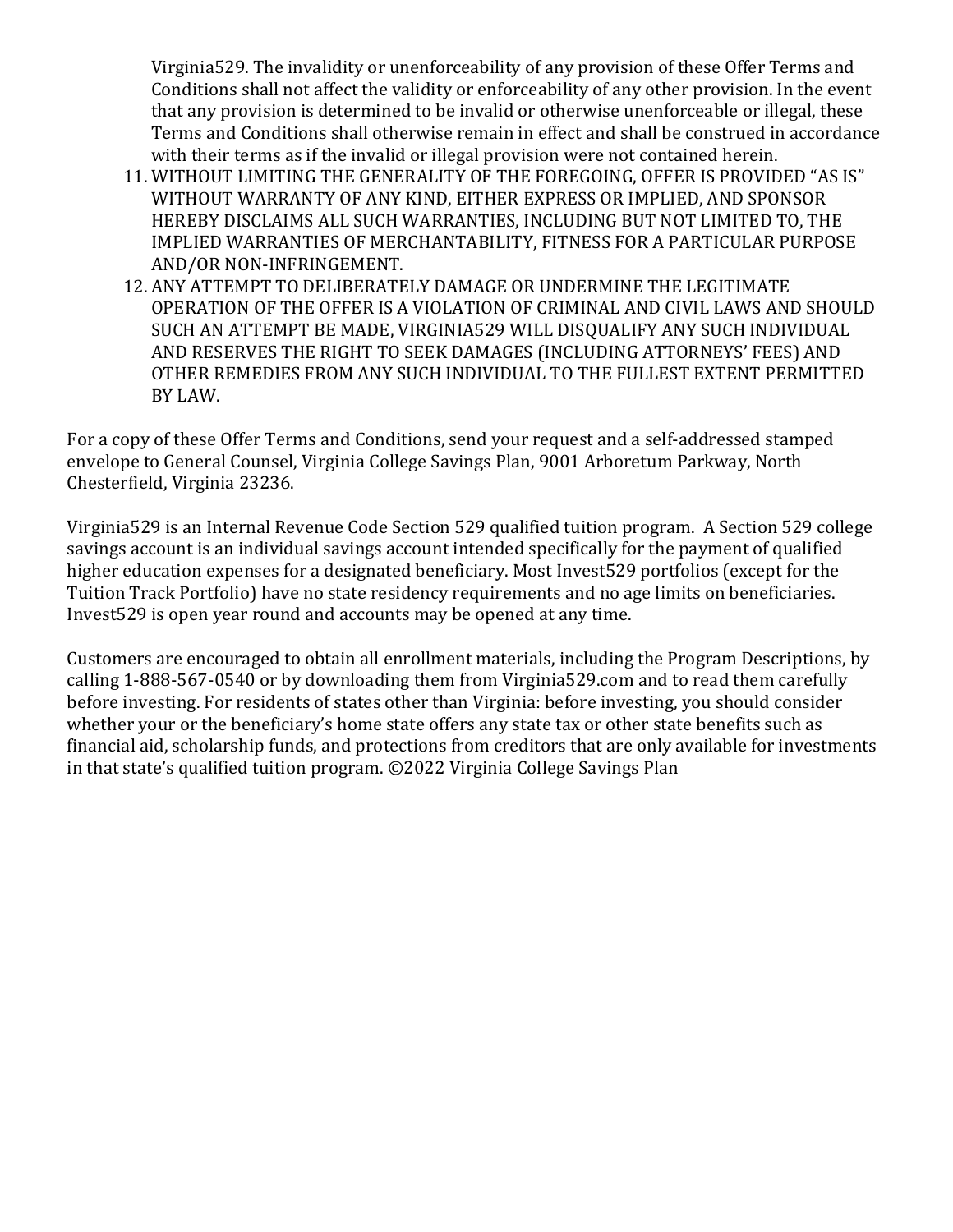Virginia529. The invalidity or unenforceability of any provision of these Offer Terms and Conditions shall not affect the validity or enforceability of any other provision. In the event that any provision is determined to be invalid or otherwise unenforceable or illegal, these Terms and Conditions shall otherwise remain in effect and shall be construed in accordance with their terms as if the invalid or illegal provision were not contained herein.

11. WITHOUT LIMITING THE GENERALITY OF THE FOREGOING, OFFER IS PROVIDED "AS IS" WITHOUT WARRANTY OF ANY KIND, EITHER EXPRESS OR IMPLIED, AND SPONSOR HEREBY DISCLAIMS ALL SUCH WARRANTIES, INCLUDING BUT NOT LIMITED TO, THE IMPLIED WARRANTIES OF MERCHANTABILITY, FITNESS FOR A PARTICULAR PURPOSE AND/OR NON-INFRINGEMENT.
12. ANY ATTEMPT TO DELIBERATELY DAMAGE OR UNDERMINE THE LEGITIMATE OPERATION OF THE OFFER IS A VIOLATION OF CRIMINAL AND CIVIL LAWS AND SHOULD SUCH AN ATTEMPT BE MADE, VIRGINIA529 WILL DISQUALIFY ANY SUCH INDIVIDUAL AND RESERVES THE RIGHT TO SEEK DAMAGES (INCLUDING ATTORNEYS' FEES) AND OTHER REMEDIES FROM ANY SUCH INDIVIDUAL TO THE FULLEST EXTENT PERMITTED BY LAW.

For a copy of these Offer Terms and Conditions, send your request and a self-addressed stamped envelope to General Counsel, Virginia College Savings Plan, 9001 Arboretum Parkway, North Chesterfield, Virginia 23236.

Virginia529 is an Internal Revenue Code Section 529 qualified tuition program. A Section 529 college savings account is an individual savings account intended specifically for the payment of qualified higher education expenses for a designated beneficiary. Most Invest529 portfolios (except for the Tuition Track Portfolio) have no state residency requirements and no age limits on beneficiaries. Invest529 is open year round and accounts may be opened at any time.

Customers are encouraged to obtain all enrollment materials, including the Program Descriptions, by calling 1-888-567-0540 or by downloading them from Virginia529.com and to read them carefully before investing. For residents of states other than Virginia: before investing, you should consider whether your or the beneficiary's home state offers any state tax or other state benefits such as financial aid, scholarship funds, and protections from creditors that are only available for investments in that state's qualified tuition program. ©2022 Virginia College Savings Plan